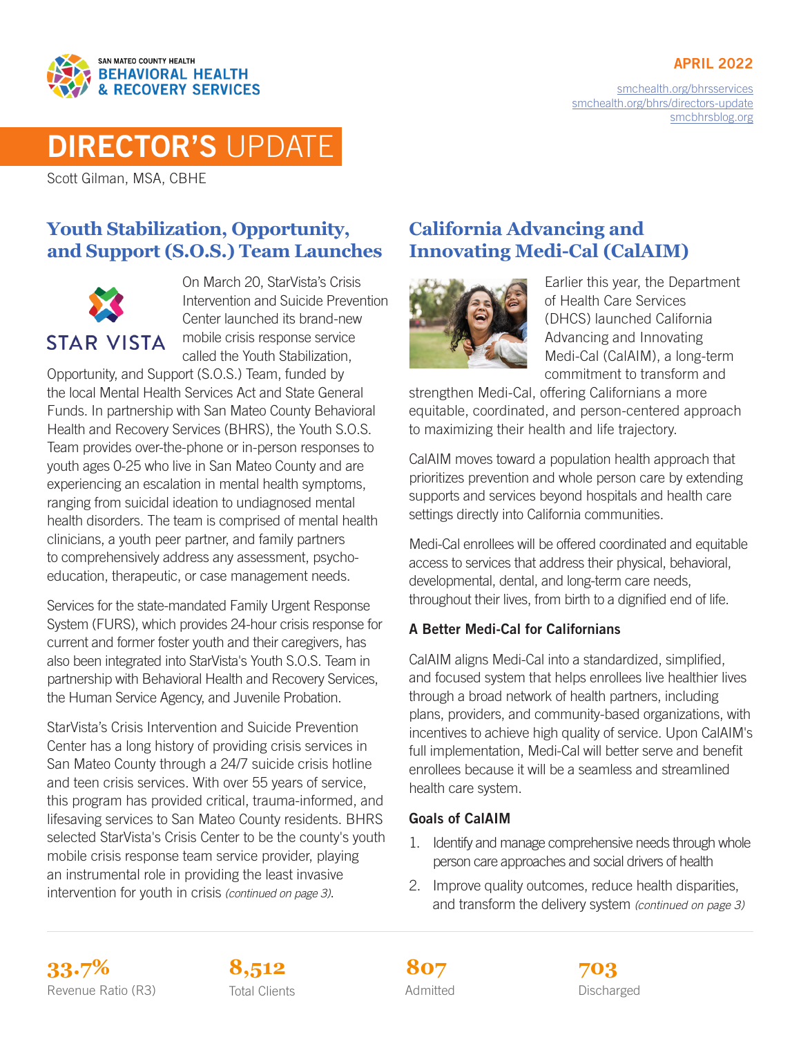SAN MATEO COUNTY HEALTH
**BEHAVIORAL HEALTH & RECOVERY SERVICES**

**APRIL 2022**

smchealth.org/bhrsservices
smchealth.org/bhrs/directors-update
smcbhrsblog.org

# DIRECTOR'S UPDATE

Scott Gilman, MSA, CBHE

## Youth Stabilization, Opportunity, and Support (S.O.S.) Team Launches

STAR VISTA

On March 20, StarVista's Crisis Intervention and Suicide Prevention Center launched its brand-new mobile crisis response service called the Youth Stabilization, Opportunity, and Support (S.O.S.) Team, funded by the local Mental Health Services Act and State General Funds. In partnership with San Mateo County Behavioral Health and Recovery Services (BHRS), the Youth S.O.S. Team provides over-the-phone or in-person responses to youth ages 0-25 who live in San Mateo County and are experiencing an escalation in mental health symptoms, ranging from suicidal ideation to undiagnosed mental health disorders. The team is comprised of mental health clinicians, a youth peer partner, and family partners to comprehensively address any assessment, psycho-education, therapeutic, or case management needs.

Services for the state-mandated Family Urgent Response System (FURS), which provides 24-hour crisis response for current and former foster youth and their caregivers, has also been integrated into StarVista's Youth S.O.S. Team in partnership with Behavioral Health and Recovery Services, the Human Service Agency, and Juvenile Probation.

StarVista's Crisis Intervention and Suicide Prevention Center has a long history of providing crisis services in San Mateo County through a 24/7 suicide crisis hotline and teen crisis services. With over 55 years of service, this program has provided critical, trauma-informed, and lifesaving services to San Mateo County residents. BHRS selected StarVista's Crisis Center to be the county's youth mobile crisis response team service provider, playing an instrumental role in providing the least invasive intervention for youth in crisis *(continued on page 3)*.

## California Advancing and Innovating Medi-Cal (CalAIM)

Earlier this year, the Department of Health Care Services (DHCS) launched California Advancing and Innovating Medi-Cal (CalAIM), a long-term commitment to transform and strengthen Medi-Cal, offering Californians a more equitable, coordinated, and person-centered approach to maximizing their health and life trajectory.

CalAIM moves toward a population health approach that prioritizes prevention and whole person care by extending supports and services beyond hospitals and health care settings directly into California communities.

Medi-Cal enrollees will be offered coordinated and equitable access to services that address their physical, behavioral, developmental, dental, and long-term care needs, throughout their lives, from birth to a dignified end of life.

### A Better Medi-Cal for Californians

CalAIM aligns Medi-Cal into a standardized, simplified, and focused system that helps enrollees live healthier lives through a broad network of health partners, including plans, providers, and community-based organizations, with incentives to achieve high quality of service. Upon CalAIM's full implementation, Medi-Cal will better serve and benefit enrollees because it will be a seamless and streamlined health care system.

### Goals of CalAIM

1. Identify and manage comprehensive needs through whole person care approaches and social drivers of health
2. Improve quality outcomes, reduce health disparities, and transform the delivery system *(continued on page 3)*

| **33.7%** | **8,512** | **807** | **703** |
|---|---|---|---|
| Revenue Ratio (R3) | Total Clients | Admitted | Discharged |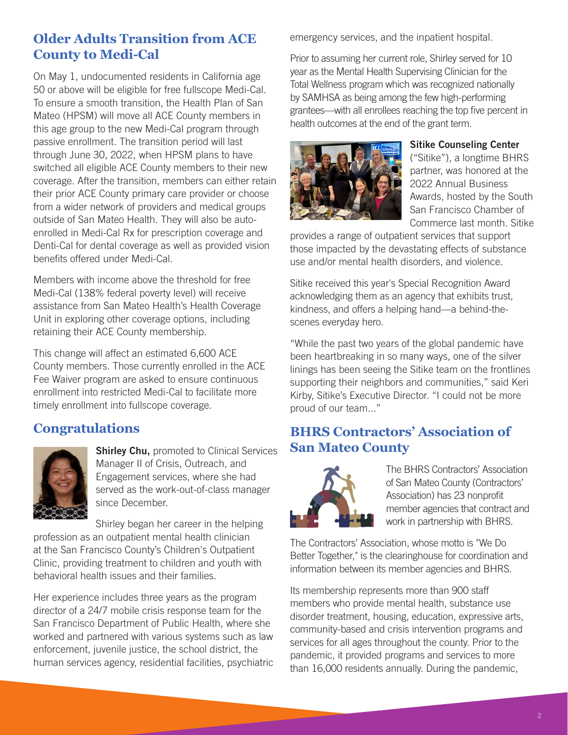## Older Adults Transition from ACE County to Medi-Cal

On May 1, undocumented residents in California age 50 or above will be eligible for free fullscope Medi-Cal. To ensure a smooth transition, the Health Plan of San Mateo (HPSM) will move all ACE County members in this age group to the new Medi-Cal program through passive enrollment. The transition period will last through June 30, 2022, when HPSM plans to have switched all eligible ACE County members to their new coverage. After the transition, members can either retain their prior ACE County primary care provider or choose from a wider network of providers and medical groups outside of San Mateo Health. They will also be auto-enrolled in Medi-Cal Rx for prescription coverage and Denti-Cal for dental coverage as well as provided vision benefits offered under Medi-Cal.

Members with income above the threshold for free Medi-Cal (138% federal poverty level) will receive assistance from San Mateo Health's Health Coverage Unit in exploring other coverage options, including retaining their ACE County membership.

This change will affect an estimated 6,600 ACE County members. Those currently enrolled in the ACE Fee Waiver program are asked to ensure continuous enrollment into restricted Medi-Cal to facilitate more timely enrollment into fullscope coverage.

## Congratulations

**Shirley Chu,** promoted to Clinical Services Manager II of Crisis, Outreach, and Engagement services, where she had served as the work-out-of-class manager since December.

Shirley began her career in the helping profession as an outpatient mental health clinician at the San Francisco County's Children's Outpatient Clinic, providing treatment to children and youth with behavioral health issues and their families.

Her experience includes three years as the program director of a 24/7 mobile crisis response team for the San Francisco Department of Public Health, where she worked and partnered with various systems such as law enforcement, juvenile justice, the school district, the human services agency, residential facilities, psychiatric emergency services, and the inpatient hospital.

Prior to assuming her current role, Shirley served for 10 year as the Mental Health Supervising Clinician for the Total Wellness program which was recognized nationally by SAMHSA as being among the few high-performing grantees—with all enrollees reaching the top five percent in health outcomes at the end of the grant term.

**Sitike Counseling Center** ("Sitike"), a longtime BHRS partner, was honored at the 2022 Annual Business Awards, hosted by the South San Francisco Chamber of Commerce last month. Sitike provides a range of outpatient services that support those impacted by the devastating effects of substance use and/or mental health disorders, and violence.

Sitike received this year's Special Recognition Award acknowledging them as an agency that exhibits trust, kindness, and offers a helping hand—a behind-the-scenes everyday hero.

"While the past two years of the global pandemic have been heartbreaking in so many ways, one of the silver linings has been seeing the Sitike team on the frontlines supporting their neighbors and communities," said Keri Kirby, Sitike's Executive Director. "I could not be more proud of our team..."

## BHRS Contractors' Association of San Mateo County

The BHRS Contractors' Association of San Mateo County (Contractors' Association) has 23 nonprofit member agencies that contract and work in partnership with BHRS.

The Contractors' Association, whose motto is "We Do Better Together," is the clearinghouse for coordination and information between its member agencies and BHRS.

Its membership represents more than 900 staff members who provide mental health, substance use disorder treatment, housing, education, expressive arts, community-based and crisis intervention programs and services for all ages throughout the county. Prior to the pandemic, it provided programs and services to more than 16,000 residents annually. During the pandemic,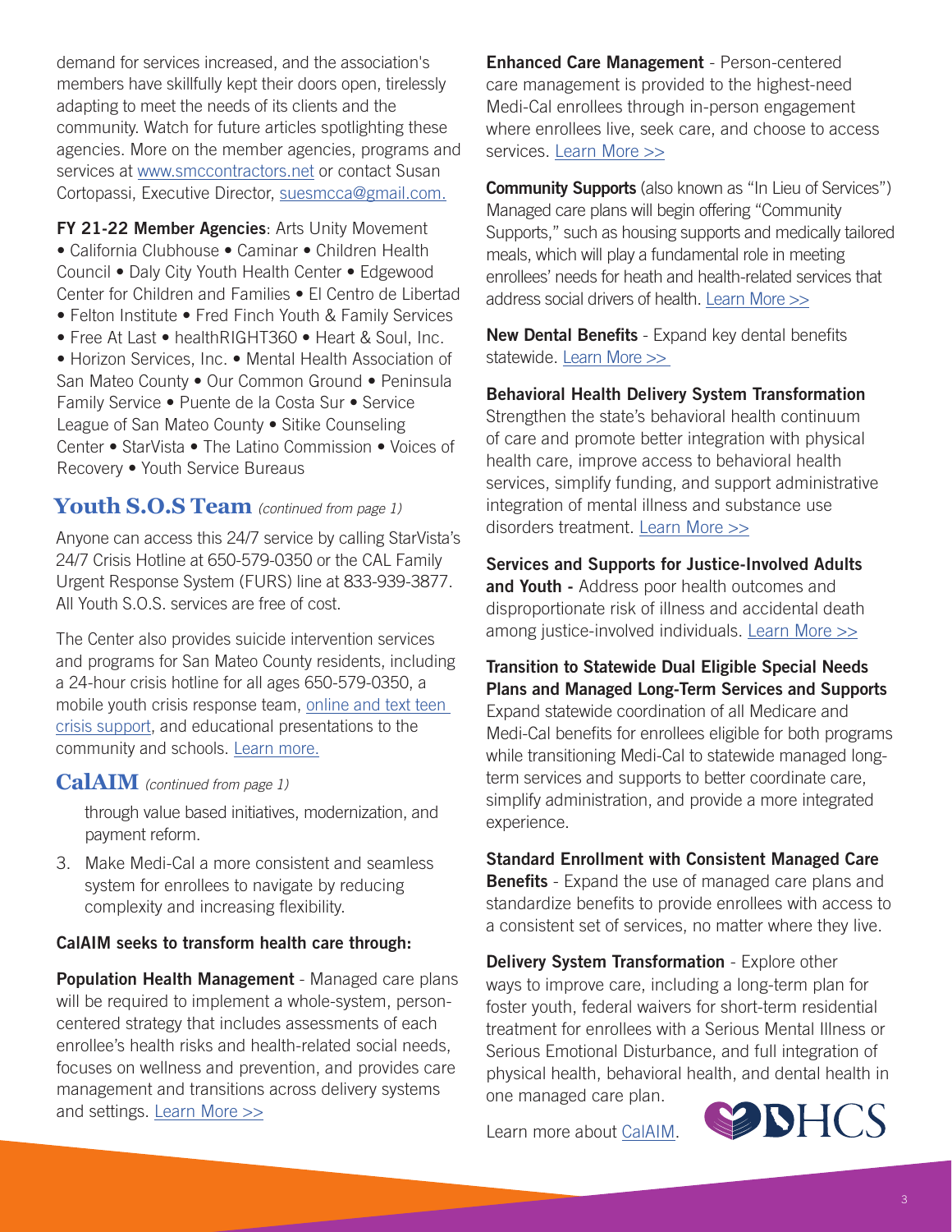demand for services increased, and the association's members have skillfully kept their doors open, tirelessly adapting to meet the needs of its clients and the community. Watch for future articles spotlighting these agencies. More on the member agencies, programs and services at [www.smccontractors.net](www.smccontractors.net) or contact Susan Cortopassi, Executive Director, [suesmcca@gmail.com.](mailto:suesmcca@gmail.com)

**FY 21-22 Member Agencies**: Arts Unity Movement • California Clubhouse • Caminar • Children Health Council • Daly City Youth Health Center • Edgewood Center for Children and Families • El Centro de Libertad • Felton Institute • Fred Finch Youth & Family Services • Free At Last • healthRIGHT360 • Heart & Soul, Inc. • Horizon Services, Inc. • Mental Health Association of San Mateo County • Our Common Ground • Peninsula Family Service • Puente de la Costa Sur • Service League of San Mateo County • Sitike Counseling Center • StarVista • The Latino Commission • Voices of Recovery • Youth Service Bureaus

## Youth S.O.S Team *(continued from page 1)*

Anyone can access this 24/7 service by calling StarVista's 24/7 Crisis Hotline at 650-579-0350 or the CAL Family Urgent Response System (FURS) line at 833-939-3877. All Youth S.O.S. services are free of cost.

The Center also provides suicide intervention services and programs for San Mateo County residents, including a 24-hour crisis hotline for all ages 650-579-0350, a mobile youth crisis response team, online and text teen crisis support, and educational presentations to the community and schools. Learn more.

## CalAIM *(continued from page 1)*

through value based initiatives, modernization, and payment reform.

3. Make Medi-Cal a more consistent and seamless system for enrollees to navigate by reducing complexity and increasing flexibility.

**CalAIM seeks to transform health care through:**

**Population Health Management** - Managed care plans will be required to implement a whole-system, person-centered strategy that includes assessments of each enrollee's health risks and health-related social needs, focuses on wellness and prevention, and provides care management and transitions across delivery systems and settings. Learn More >>

**Enhanced Care Management** - Person-centered care management is provided to the highest-need Medi-Cal enrollees through in-person engagement where enrollees live, seek care, and choose to access services. Learn More >>

**Community Supports** (also known as "In Lieu of Services") Managed care plans will begin offering "Community Supports," such as housing supports and medically tailored meals, which will play a fundamental role in meeting enrollees' needs for heath and health-related services that address social drivers of health. Learn More >>

**New Dental Benefits** - Expand key dental benefits statewide. Learn More >>

**Behavioral Health Delivery System Transformation** Strengthen the state's behavioral health continuum of care and promote better integration with physical health care, improve access to behavioral health services, simplify funding, and support administrative integration of mental illness and substance use disorders treatment. Learn More >>

**Services and Supports for Justice-Involved Adults and Youth -** Address poor health outcomes and disproportionate risk of illness and accidental death among justice-involved individuals. Learn More >>

**Transition to Statewide Dual Eligible Special Needs Plans and Managed Long-Term Services and Supports** Expand statewide coordination of all Medicare and Medi-Cal benefits for enrollees eligible for both programs while transitioning Medi-Cal to statewide managed long-term services and supports to better coordinate care, simplify administration, and provide a more integrated experience.

**Standard Enrollment with Consistent Managed Care Benefits** - Expand the use of managed care plans and standardize benefits to provide enrollees with access to a consistent set of services, no matter where they live.

**Delivery System Transformation** - Explore other ways to improve care, including a long-term plan for foster youth, federal waivers for short-term residential treatment for enrollees with a Serious Mental Illness or Serious Emotional Disturbance, and full integration of physical health, behavioral health, and dental health in one managed care plan.

Learn more about CalAIM.

DHCS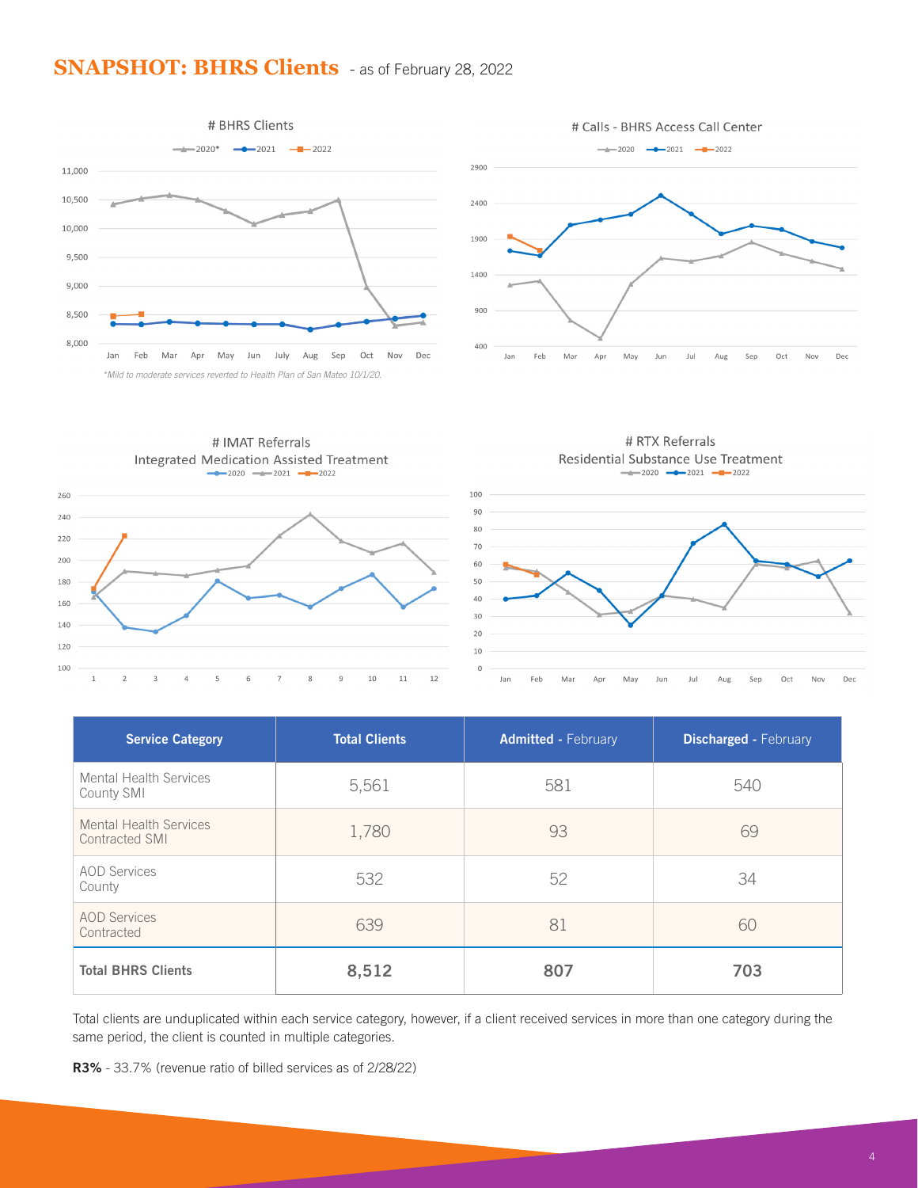## SNAPSHOT: BHRS Clients - as of February 28, 2022

# BHRS Clients

2020* 2021 2022

11,000
10,500
10,000
9,500
9,000
8,500
8,000

Jan Feb Mar Apr May Jun July Aug Sep Oct Nov Dec

*Mild to moderate services reverted to Health Plan of San Mateo 10/1/20.

# Calls - BHRS Access Call Center

2020 2021 2022

2900
2400
1900
1400
900
400

Jan Feb Mar Apr May Jun Jul Aug Sep Oct Nov Dec

# IMAT Referrals
Integrated Medication Assisted Treatment

2020 2021 2022

260
240
220
200
180
160
140
120
100

1 2 3 4 5 6 7 8 9 10 11 12

# RTX Referrals
Residential Substance Use Treatment

2020 2021 2022

100
90
80
70
60
50
40
30
20
10
0

Jan Feb Mar Apr May Jun Jul Aug Sep Oct Nov Dec

| Service Category | Total Clients | Admitted - February | Discharged - February |
|---|---|---|---|
| Mental Health Services County SMI | 5,561 | 581 | 540 |
| Mental Health Services Contracted SMI | 1,780 | 93 | 69 |
| AOD Services County | 532 | 52 | 34 |
| AOD Services Contracted | 639 | 81 | 60 |
| **Total BHRS Clients** | **8,512** | **807** | **703** |

Total clients are unduplicated within each service category, however, if a client received services in more than one category during the same period, the client is counted in multiple categories.

**R3%** - 33.7% (revenue ratio of billed services as of 2/28/22)